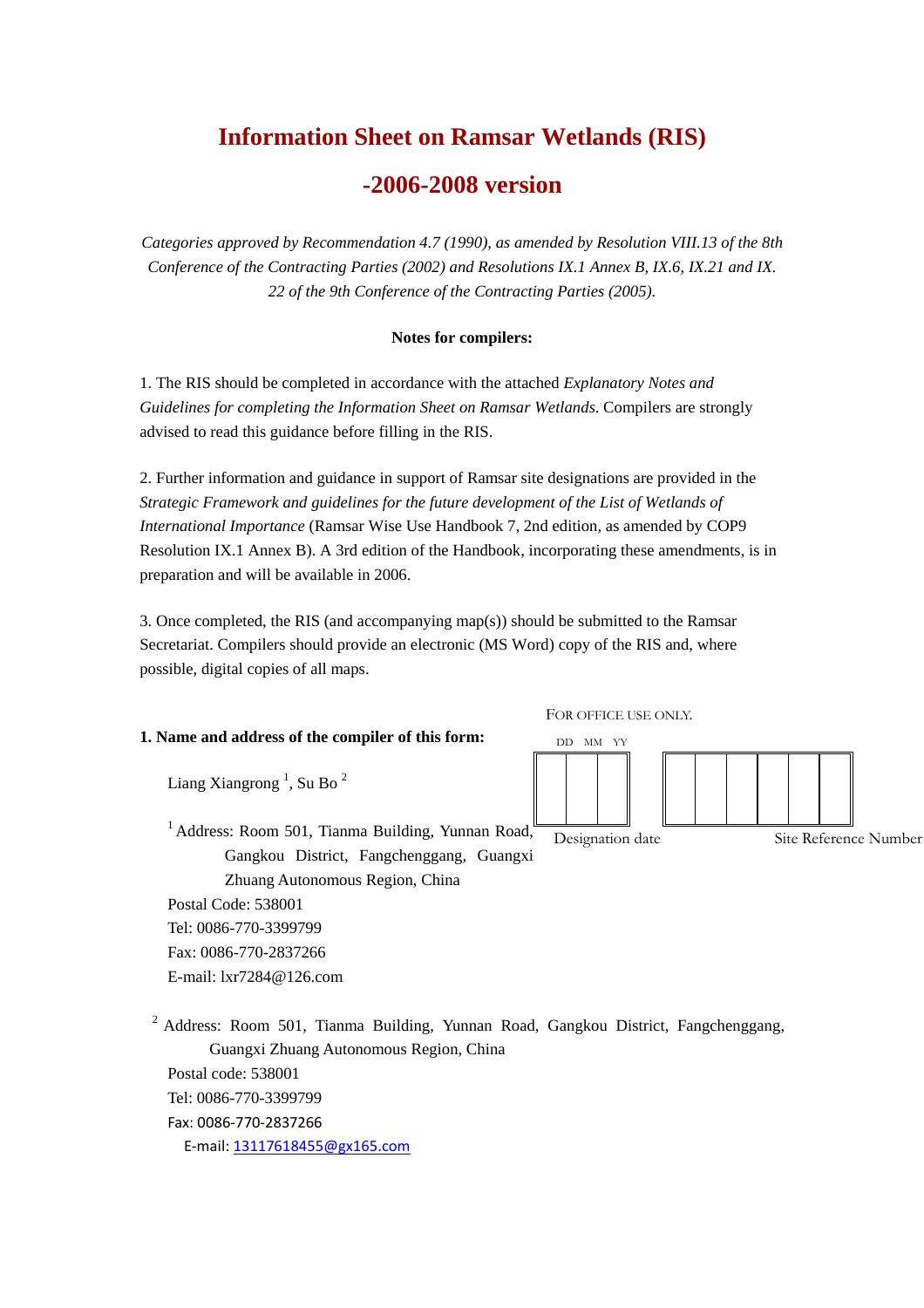# Information Sheet on Ramsar Wetlands (RIS)

# -2006-2008 version

*Categories approved by Recommendation 4.7 (1990), as amended by Resolution VIII.13 of the 8th Conference of the Contracting Parties (2002) and Resolutions IX.1 Annex B, IX.6, IX.21 and IX. 22 of the 9th Conference of the Contracting Parties (2005).*

**Notes for compilers:**

1. The RIS should be completed in accordance with the attached *Explanatory Notes and Guidelines for completing the Information Sheet on Ramsar Wetlands*. Compilers are strongly advised to read this guidance before filling in the RIS.

2. Further information and guidance in support of Ramsar site designations are provided in the *Strategic Framework and guidelines for the future development of the List of Wetlands of International Importance* (Ramsar Wise Use Handbook 7, 2nd edition, as amended by COP9 Resolution IX.1 Annex B). A 3rd edition of the Handbook, incorporating these amendments, is in preparation and will be available in 2006.

3. Once completed, the RIS (and accompanying map(s)) should be submitted to the Ramsar Secretariat. Compilers should provide an electronic (MS Word) copy of the RIS and, where possible, digital copies of all maps.

FOR OFFICE USE ONLY.

| DD | MM | YY |
|---|---|---|
| | | |

Designation date

| | | | | | |
|---|---|---|---|---|---|
| | | | | | |

Site Reference Number

**1. Name and address of the compiler of this form:**

Liang Xiangrong [1], Su Bo [2]

[1] Address: Room 501, Tianma Building, Yunnan Road, Gangkou District, Fangchenggang, Guangxi Zhuang Autonomous Region, China
Postal Code: 538001
Tel: 0086-770-3399799
Fax: 0086-770-2837266
E-mail: lxr7284@126.com

[2] Address: Room 501, Tianma Building, Yunnan Road, Gangkou District, Fangchenggang, Guangxi Zhuang Autonomous Region, China
Postal code: 538001
Tel: 0086-770-3399799
Fax: 0086-770-2837266
E-mail: 13117618455@gx165.com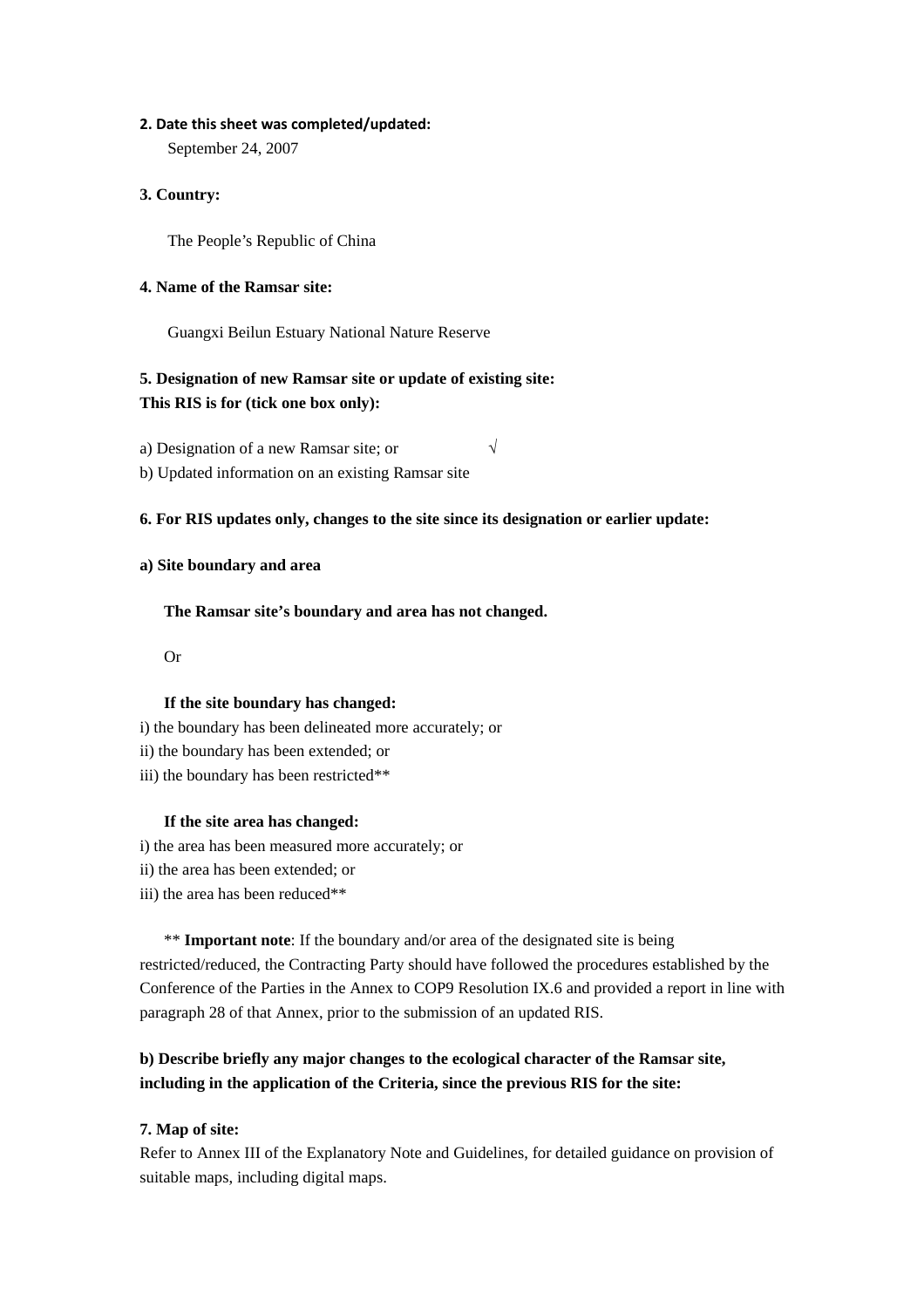**2. Date this sheet was completed/updated:**

September 24, 2007

**3. Country:**

The People's Republic of China

**4. Name of the Ramsar site:**

Guangxi Beilun Estuary National Nature Reserve

**5. Designation of new Ramsar site or update of existing site:**
**This RIS is for (tick one box only):**

a) Designation of a new Ramsar site; or √

b) Updated information on an existing Ramsar site

**6. For RIS updates only, changes to the site since its designation or earlier update:**

**a) Site boundary and area**

**The Ramsar site's boundary and area has not changed.**

Or

**If the site boundary has changed:**

i) the boundary has been delineated more accurately; or

ii) the boundary has been extended; or

iii) the boundary has been restricted**

**If the site area has changed:**

i) the area has been measured more accurately; or

ii) the area has been extended; or

iii) the area has been reduced**

** **Important note**: If the boundary and/or area of the designated site is being restricted/reduced, the Contracting Party should have followed the procedures established by the Conference of the Parties in the Annex to COP9 Resolution IX.6 and provided a report in line with paragraph 28 of that Annex, prior to the submission of an updated RIS.

**b) Describe briefly any major changes to the ecological character of the Ramsar site, including in the application of the Criteria, since the previous RIS for the site:**

**7. Map of site:**

Refer to Annex III of the Explanatory Note and Guidelines, for detailed guidance on provision of suitable maps, including digital maps.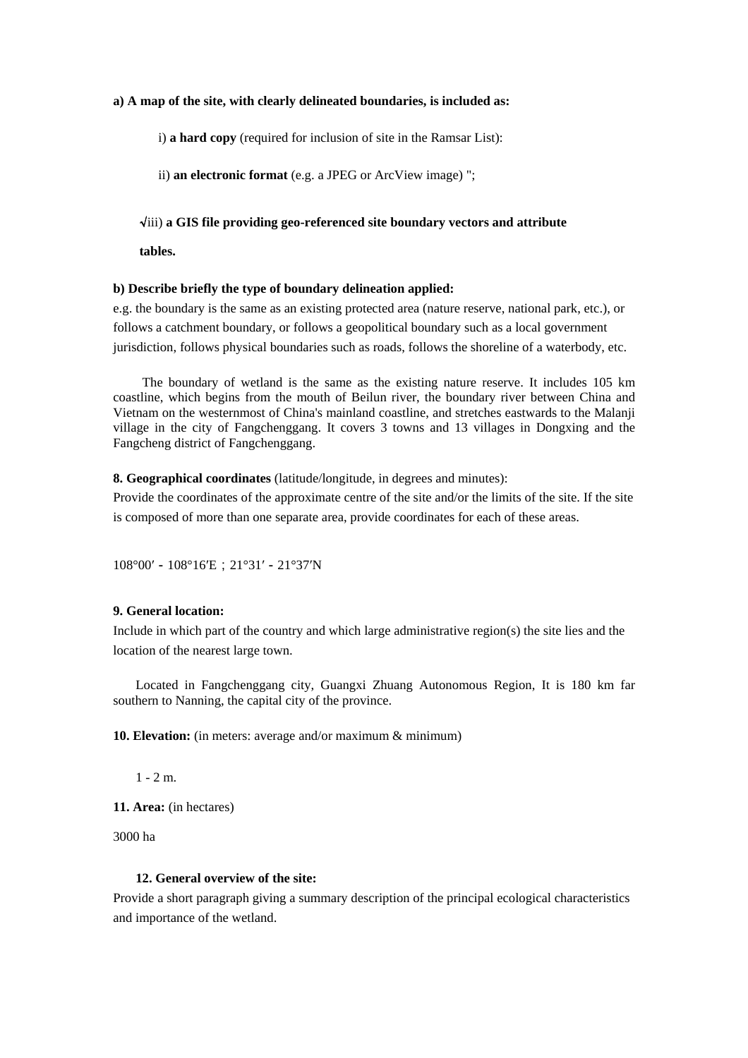**a) A map of the site, with clearly delineated boundaries, is included as:**

i) **a hard copy** (required for inclusion of site in the Ramsar List):

ii) **an electronic format** (e.g. a JPEG or ArcView image) ";

√iii) **a GIS file providing geo-referenced site boundary vectors and attribute tables.**

**b) Describe briefly the type of boundary delineation applied:**

e.g. the boundary is the same as an existing protected area (nature reserve, national park, etc.), or follows a catchment boundary, or follows a geopolitical boundary such as a local government jurisdiction, follows physical boundaries such as roads, follows the shoreline of a waterbody, etc.

The boundary of wetland is the same as the existing nature reserve. It includes 105 km coastline, which begins from the mouth of Beilun river, the boundary river between China and Vietnam on the westernmost of China's mainland coastline, and stretches eastwards to the Malanji village in the city of Fangchenggang. It covers 3 towns and 13 villages in Dongxing and the Fangcheng district of Fangchenggang.

**8. Geographical coordinates** (latitude/longitude, in degrees and minutes):

Provide the coordinates of the approximate centre of the site and/or the limits of the site. If the site is composed of more than one separate area, provide coordinates for each of these areas.

108°00′ - 108°16′E ; 21°31′ - 21°37′N

**9. General location:**

Include in which part of the country and which large administrative region(s) the site lies and the location of the nearest large town.

Located in Fangchenggang city, Guangxi Zhuang Autonomous Region, It is 180 km far southern to Nanning, the capital city of the province.

**10. Elevation:** (in meters: average and/or maximum & minimum)

1 - 2 m.

**11. Area:** (in hectares)

3000 ha

**12. General overview of the site:**

Provide a short paragraph giving a summary description of the principal ecological characteristics and importance of the wetland.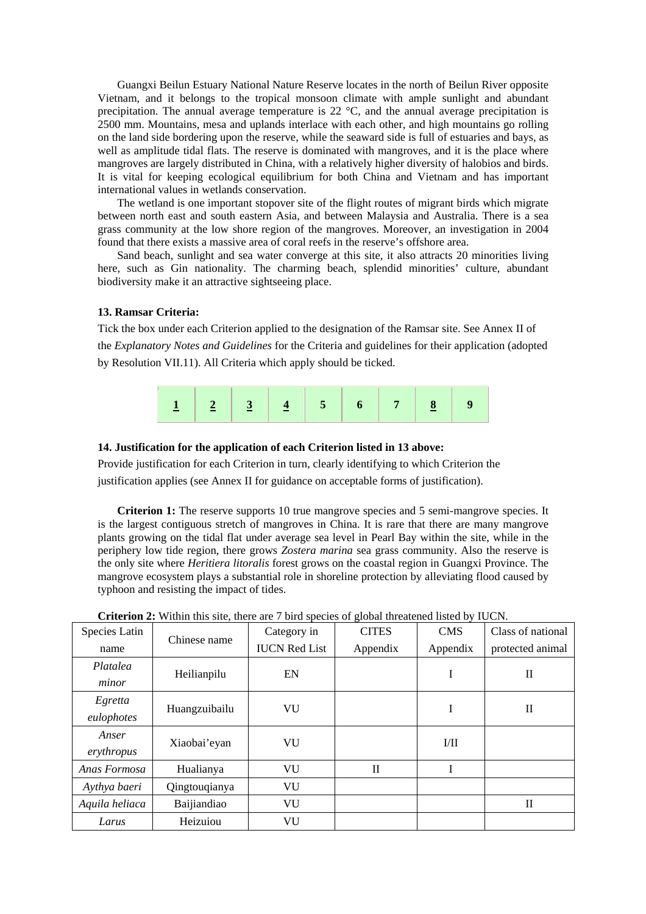Guangxi Beilun Estuary National Nature Reserve locates in the north of Beilun River opposite Vietnam, and it belongs to the tropical monsoon climate with ample sunlight and abundant precipitation. The annual average temperature is 22 °C, and the annual average precipitation is 2500 mm. Mountains, mesa and uplands interlace with each other, and high mountains go rolling on the land side bordering upon the reserve, while the seaward side is full of estuaries and bays, as well as amplitude tidal flats. The reserve is dominated with mangroves, and it is the place where mangroves are largely distributed in China, with a relatively higher diversity of halobios and birds. It is vital for keeping ecological equilibrium for both China and Vietnam and has important international values in wetlands conservation.

The wetland is one important stopover site of the flight routes of migrant birds which migrate between north east and south eastern Asia, and between Malaysia and Australia. There is a sea grass community at the low shore region of the mangroves. Moreover, an investigation in 2004 found that there exists a massive area of coral reefs in the reserve's offshore area.

Sand beach, sunlight and sea water converge at this site, it also attracts 20 minorities living here, such as Gin nationality. The charming beach, splendid minorities' culture, abundant biodiversity make it an attractive sightseeing place.

**13. Ramsar Criteria:**

Tick the box under each Criterion applied to the designation of the Ramsar site. See Annex II of the *Explanatory Notes and Guidelines* for the Criteria and guidelines for their application (adopted by Resolution VII.11). All Criteria which apply should be ticked.

| **1** | **2** | **3** | **4** | 5 | 6 | 7 | **8** | 9 |
|---|---|---|---|---|---|---|---|---|

**14. Justification for the application of each Criterion listed in 13 above:**

Provide justification for each Criterion in turn, clearly identifying to which Criterion the justification applies (see Annex II for guidance on acceptable forms of justification).

**Criterion 1:** The reserve supports 10 true mangrove species and 5 semi-mangrove species. It is the largest contiguous stretch of mangroves in China. It is rare that there are many mangrove plants growing on the tidal flat under average sea level in Pearl Bay within the site, while in the periphery low tide region, there grows *Zostera marina* sea grass community. Also the reserve is the only site where *Heritiera litoralis* forest grows on the coastal region in Guangxi Province. The mangrove ecosystem plays a substantial role in shoreline protection by alleviating flood caused by typhoon and resisting the impact of tides.

**Criterion 2:** Within this site, there are 7 bird species of global threatened listed by IUCN.

| Species Latin name | Chinese name | Category in IUCN Red List | CITES Appendix | CMS Appendix | Class of national protected animal |
|---|---|---|---|---|---|
| *Platalea minor* | Heilianpilu | EN | | I | II |
| *Egretta eulophotes* | Huangzuibailu | VU | | I | II |
| *Anser erythropus* | Xiaobai'eyan | VU | | I/II | |
| *Anas Formosa* | Hualianya | VU | II | I | |
| *Aythya baeri* | Qingtouqianya | VU | | | |
| *Aquila heliaca* | Baijiandiao | VU | | | II |
| *Larus* | Heizuiou | VU | | | |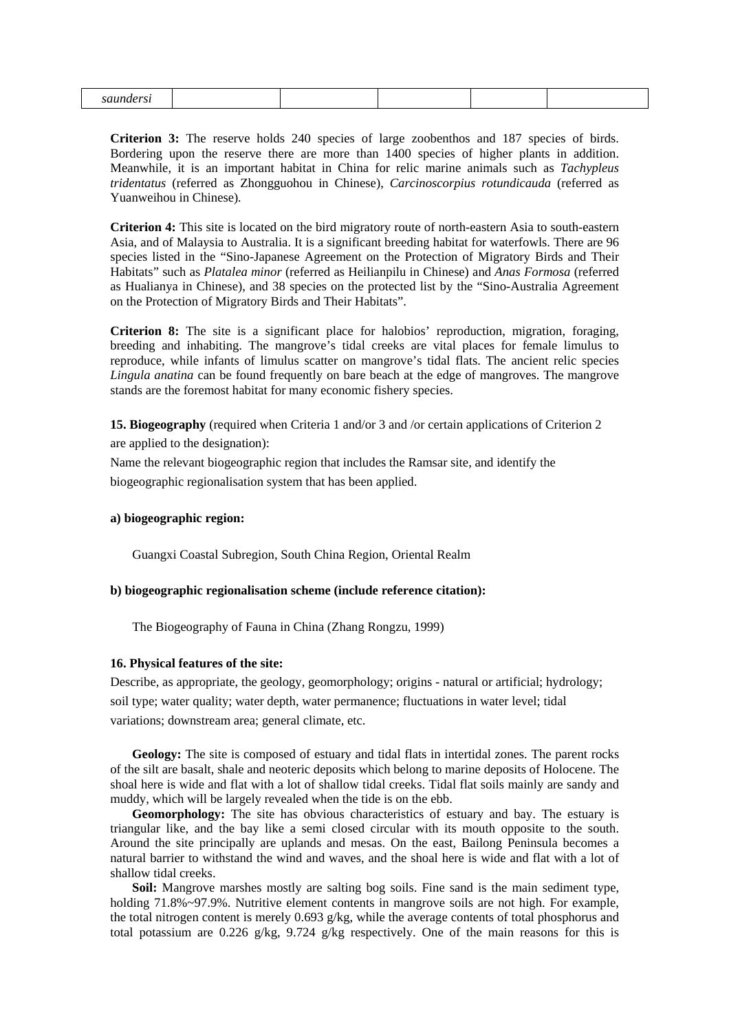| *saundersi* | | | | | |
|---|---|---|---|---|---|

**Criterion 3:** The reserve holds 240 species of large zoobenthos and 187 species of birds. Bordering upon the reserve there are more than 1400 species of higher plants in addition. Meanwhile, it is an important habitat in China for relic marine animals such as *Tachypleus tridentatus* (referred as Zhongguohou in Chinese), *Carcinoscorpius rotundicauda* (referred as Yuanweihou in Chinese).

**Criterion 4:** This site is located on the bird migratory route of north-eastern Asia to south-eastern Asia, and of Malaysia to Australia. It is a significant breeding habitat for waterfowls. There are 96 species listed in the "Sino-Japanese Agreement on the Protection of Migratory Birds and Their Habitats" such as *Platalea minor* (referred as Heilianpilu in Chinese) and *Anas Formosa* (referred as Hualianya in Chinese), and 38 species on the protected list by the "Sino-Australia Agreement on the Protection of Migratory Birds and Their Habitats".

**Criterion 8:** The site is a significant place for halobios' reproduction, migration, foraging, breeding and inhabiting. The mangrove's tidal creeks are vital places for female limulus to reproduce, while infants of limulus scatter on mangrove's tidal flats. The ancient relic species *Lingula anatina* can be found frequently on bare beach at the edge of mangroves. The mangrove stands are the foremost habitat for many economic fishery species.

**15. Biogeography** (required when Criteria 1 and/or 3 and /or certain applications of Criterion 2 are applied to the designation):

Name the relevant biogeographic region that includes the Ramsar site, and identify the biogeographic regionalisation system that has been applied.

**a) biogeographic region:**

Guangxi Coastal Subregion, South China Region, Oriental Realm

**b) biogeographic regionalisation scheme (include reference citation):**

The Biogeography of Fauna in China (Zhang Rongzu, 1999)

**16. Physical features of the site:**

Describe, as appropriate, the geology, geomorphology; origins - natural or artificial; hydrology; soil type; water quality; water depth, water permanence; fluctuations in water level; tidal variations; downstream area; general climate, etc.

**Geology:** The site is composed of estuary and tidal flats in intertidal zones. The parent rocks of the silt are basalt, shale and neoteric deposits which belong to marine deposits of Holocene. The shoal here is wide and flat with a lot of shallow tidal creeks. Tidal flat soils mainly are sandy and muddy, which will be largely revealed when the tide is on the ebb.

**Geomorphology:** The site has obvious characteristics of estuary and bay. The estuary is triangular like, and the bay like a semi closed circular with its mouth opposite to the south. Around the site principally are uplands and mesas. On the east, Bailong Peninsula becomes a natural barrier to withstand the wind and waves, and the shoal here is wide and flat with a lot of shallow tidal creeks.

**Soil:** Mangrove marshes mostly are salting bog soils. Fine sand is the main sediment type, holding 71.8%~97.9%. Nutritive element contents in mangrove soils are not high. For example, the total nitrogen content is merely 0.693 g/kg, while the average contents of total phosphorus and total potassium are 0.226 g/kg, 9.724 g/kg respectively. One of the main reasons for this is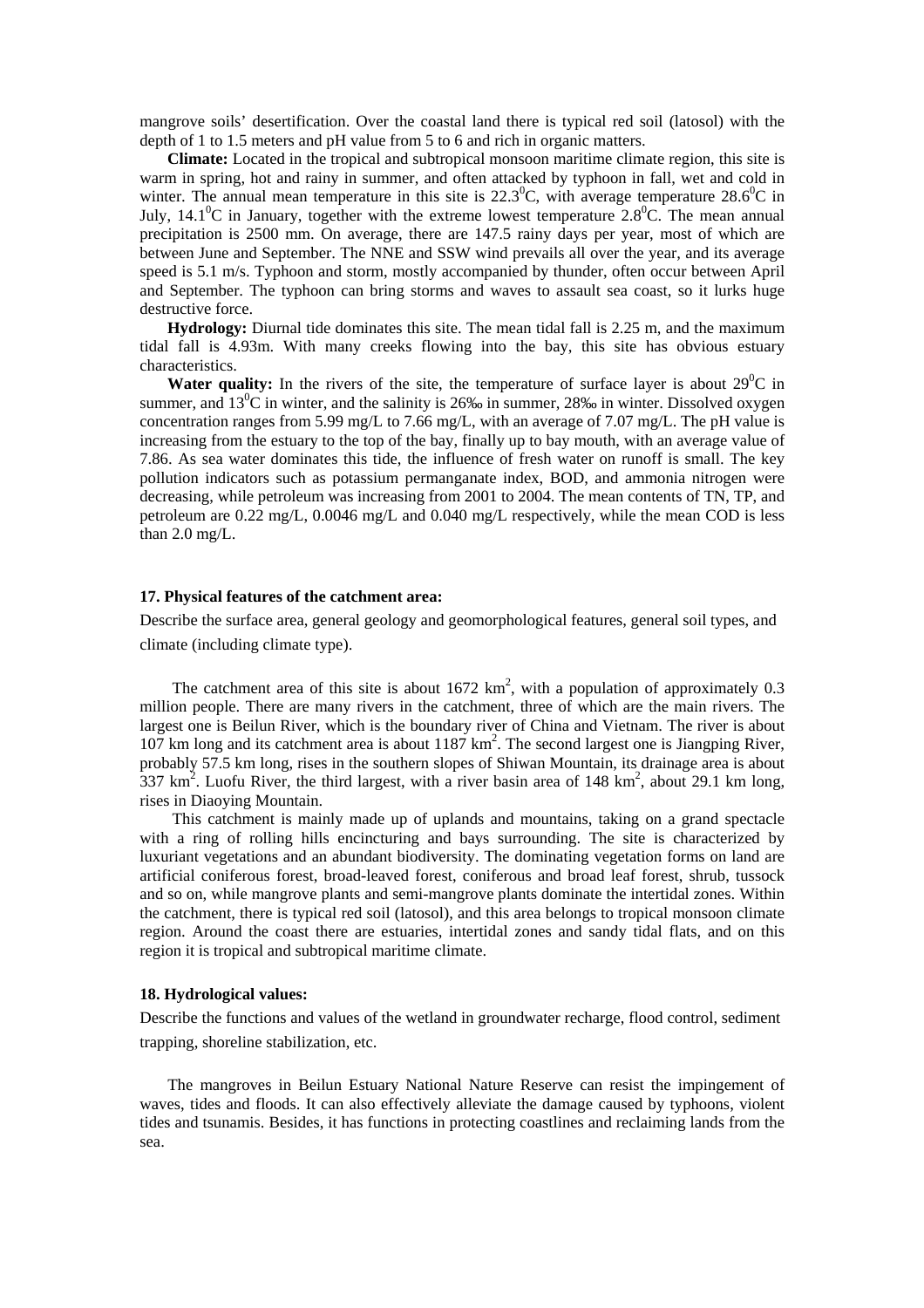mangrove soils' desertification. Over the coastal land there is typical red soil (latosol) with the depth of 1 to 1.5 meters and pH value from 5 to 6 and rich in organic matters.

**Climate:** Located in the tropical and subtropical monsoon maritime climate region, this site is warm in spring, hot and rainy in summer, and often attacked by typhoon in fall, wet and cold in winter. The annual mean temperature in this site is $22.3^0$C, with average temperature $28.6^0$C in July, $14.1^0$C in January, together with the extreme lowest temperature $2.8^0$C. The mean annual precipitation is 2500 mm. On average, there are 147.5 rainy days per year, most of which are between June and September. The NNE and SSW wind prevails all over the year, and its average speed is 5.1 m/s. Typhoon and storm, mostly accompanied by thunder, often occur between April and September. The typhoon can bring storms and waves to assault sea coast, so it lurks huge destructive force.

**Hydrology:** Diurnal tide dominates this site. The mean tidal fall is 2.25 m, and the maximum tidal fall is 4.93m. With many creeks flowing into the bay, this site has obvious estuary characteristics.

**Water quality:** In the rivers of the site, the temperature of surface layer is about $29^0$C in summer, and $13^0$C in winter, and the salinity is 26‰ in summer, 28‰ in winter. Dissolved oxygen concentration ranges from 5.99 mg/L to 7.66 mg/L, with an average of 7.07 mg/L. The pH value is increasing from the estuary to the top of the bay, finally up to bay mouth, with an average value of 7.86. As sea water dominates this tide, the influence of fresh water on runoff is small. The key pollution indicators such as potassium permanganate index, BOD, and ammonia nitrogen were decreasing, while petroleum was increasing from 2001 to 2004. The mean contents of TN, TP, and petroleum are 0.22 mg/L, 0.0046 mg/L and 0.040 mg/L respectively, while the mean COD is less than 2.0 mg/L.

**17. Physical features of the catchment area:**

Describe the surface area, general geology and geomorphological features, general soil types, and climate (including climate type).

The catchment area of this site is about 1672 $km^2$, with a population of approximately 0.3 million people. There are many rivers in the catchment, three of which are the main rivers. The largest one is Beilun River, which is the boundary river of China and Vietnam. The river is about 107 km long and its catchment area is about 1187 $km^2$. The second largest one is Jiangping River, probably 57.5 km long, rises in the southern slopes of Shiwan Mountain, its drainage area is about 337 $km^2$. Luofu River, the third largest, with a river basin area of 148 $km^2$, about 29.1 km long, rises in Diaoying Mountain.

This catchment is mainly made up of uplands and mountains, taking on a grand spectacle with a ring of rolling hills encincturing and bays surrounding. The site is characterized by luxuriant vegetations and an abundant biodiversity. The dominating vegetation forms on land are artificial coniferous forest, broad-leaved forest, coniferous and broad leaf forest, shrub, tussock and so on, while mangrove plants and semi-mangrove plants dominate the intertidal zones. Within the catchment, there is typical red soil (latosol), and this area belongs to tropical monsoon climate region. Around the coast there are estuaries, intertidal zones and sandy tidal flats, and on this region it is tropical and subtropical maritime climate.

**18. Hydrological values:**

Describe the functions and values of the wetland in groundwater recharge, flood control, sediment trapping, shoreline stabilization, etc.

The mangroves in Beilun Estuary National Nature Reserve can resist the impingement of waves, tides and floods. It can also effectively alleviate the damage caused by typhoons, violent tides and tsunamis. Besides, it has functions in protecting coastlines and reclaiming lands from the sea.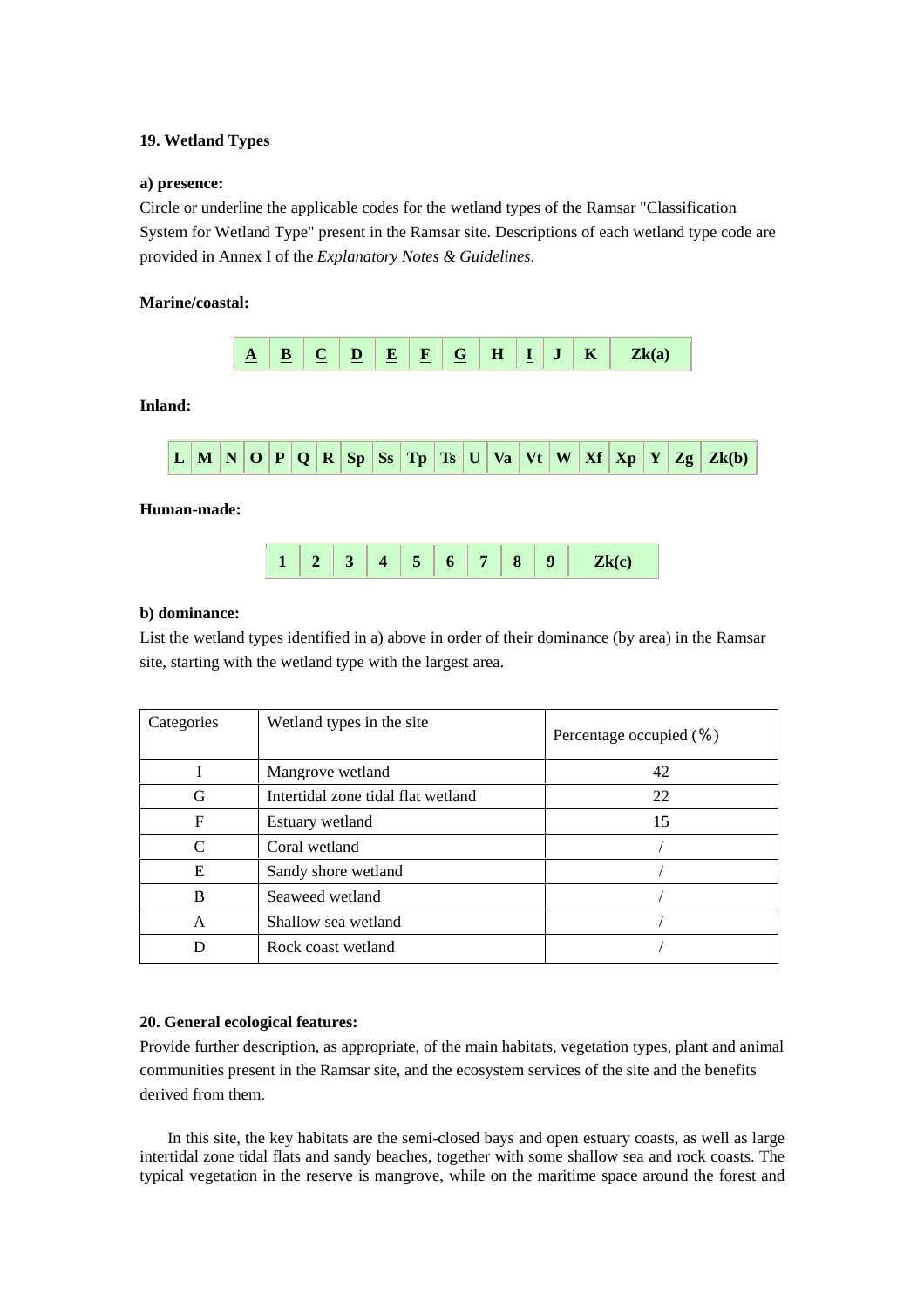**19. Wetland Types**

**a) presence:**

Circle or underline the applicable codes for the wetland types of the Ramsar "Classification System for Wetland Type" present in the Ramsar site. Descriptions of each wetland type code are provided in Annex I of the *Explanatory Notes & Guidelines*.

**Marine/coastal:**

| <u>**A**</u> | <u>**B**</u> | <u>**C**</u> | <u>**D**</u> | <u>**E**</u> | <u>**F**</u> | <u>**G**</u> | **H** | <u>**I**</u> | **J** | **K** | **Zk(a)** |
|---|---|---|---|---|---|---|---|---|---|---|---|

**Inland:**

| **L** | **M** | **N** | **O** | **P** | **Q** | **R** | **Sp** | **Ss** | **Tp** | **Ts** | **U** | **Va** | **Vt** | **W** | **Xf** | **Xp** | **Y** | **Zg** | **Zk(b)** |
|---|---|---|---|---|---|---|---|---|---|---|---|---|---|---|---|---|---|---|---|

**Human-made:**

| **1** | **2** | **3** | **4** | **5** | **6** | **7** | **8** | **9** | **Zk(c)** |
|---|---|---|---|---|---|---|---|---|---|

**b) dominance:**

List the wetland types identified in a) above in order of their dominance (by area) in the Ramsar site, starting with the wetland type with the largest area.

| Categories | Wetland types in the site | Percentage occupied (%) |
|---|---|---|
| I | Mangrove wetland | 42 |
| G | Intertidal zone tidal flat wetland | 22 |
| F | Estuary wetland | 15 |
| C | Coral wetland | / |
| E | Sandy shore wetland | / |
| B | Seaweed wetland | / |
| A | Shallow sea wetland | / |
| D | Rock coast wetland | / |

**20. General ecological features:**

Provide further description, as appropriate, of the main habitats, vegetation types, plant and animal communities present in the Ramsar site, and the ecosystem services of the site and the benefits derived from them.

In this site, the key habitats are the semi-closed bays and open estuary coasts, as well as large intertidal zone tidal flats and sandy beaches, together with some shallow sea and rock coasts. The typical vegetation in the reserve is mangrove, while on the maritime space around the forest and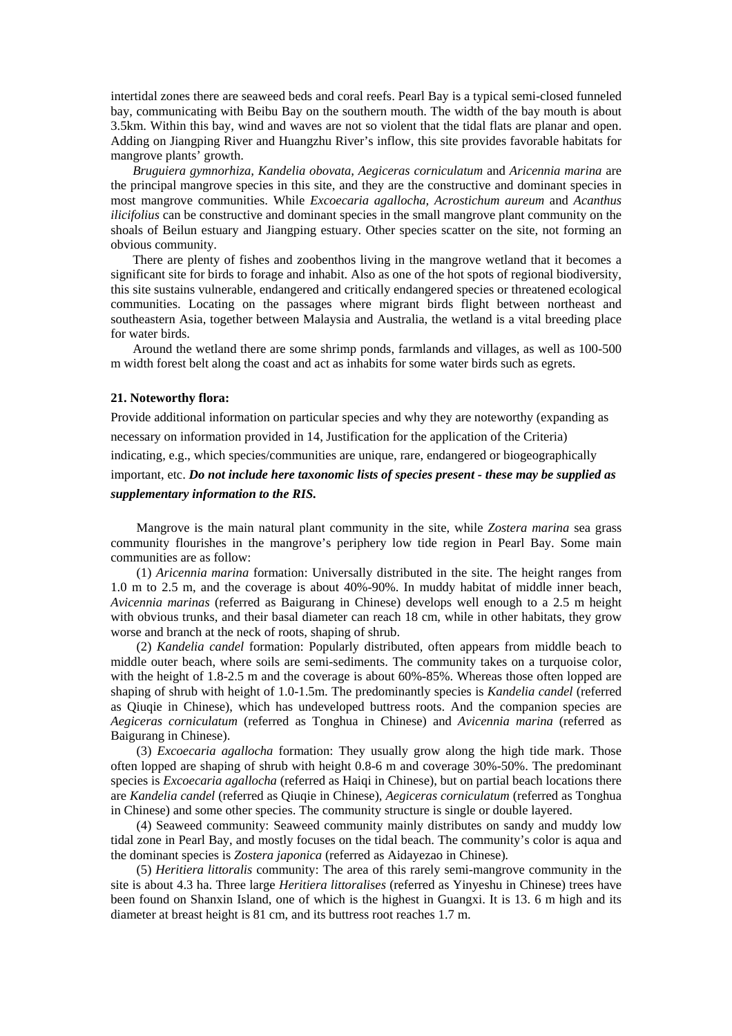intertidal zones there are seaweed beds and coral reefs. Pearl Bay is a typical semi-closed funneled bay, communicating with Beibu Bay on the southern mouth. The width of the bay mouth is about 3.5km. Within this bay, wind and waves are not so violent that the tidal flats are planar and open. Adding on Jiangping River and Huangzhu River's inflow, this site provides favorable habitats for mangrove plants' growth.

*Bruguiera gymnorhiza, Kandelia obovata, Aegiceras corniculatum* and *Aricennia marina* are the principal mangrove species in this site, and they are the constructive and dominant species in most mangrove communities. While *Excoecaria agallocha, Acrostichum aureum* and *Acanthus ilicifolius* can be constructive and dominant species in the small mangrove plant community on the shoals of Beilun estuary and Jiangping estuary. Other species scatter on the site, not forming an obvious community.

There are plenty of fishes and zoobenthos living in the mangrove wetland that it becomes a significant site for birds to forage and inhabit. Also as one of the hot spots of regional biodiversity, this site sustains vulnerable, endangered and critically endangered species or threatened ecological communities. Locating on the passages where migrant birds flight between northeast and southeastern Asia, together between Malaysia and Australia, the wetland is a vital breeding place for water birds.

Around the wetland there are some shrimp ponds, farmlands and villages, as well as 100-500 m width forest belt along the coast and act as inhabits for some water birds such as egrets.

**21. Noteworthy flora:**

Provide additional information on particular species and why they are noteworthy (expanding as necessary on information provided in 14, Justification for the application of the Criteria) indicating, e.g., which species/communities are unique, rare, endangered or biogeographically important, etc. ***Do not include here taxonomic lists of species present - these may be supplied as supplementary information to the RIS.***

Mangrove is the main natural plant community in the site, while *Zostera marina* sea grass community flourishes in the mangrove's periphery low tide region in Pearl Bay. Some main communities are as follow:

(1) *Aricennia marina* formation: Universally distributed in the site. The height ranges from 1.0 m to 2.5 m, and the coverage is about 40%-90%. In muddy habitat of middle inner beach, *Avicennia marinas* (referred as Baigurang in Chinese) develops well enough to a 2.5 m height with obvious trunks, and their basal diameter can reach 18 cm, while in other habitats, they grow worse and branch at the neck of roots, shaping of shrub.

(2) *Kandelia candel* formation: Popularly distributed, often appears from middle beach to middle outer beach, where soils are semi-sediments. The community takes on a turquoise color, with the height of 1.8-2.5 m and the coverage is about 60%-85%. Whereas those often lopped are shaping of shrub with height of 1.0-1.5m. The predominantly species is *Kandelia candel* (referred as Qiuqie in Chinese), which has undeveloped buttress roots. And the companion species are *Aegiceras corniculatum* (referred as Tonghua in Chinese) and *Avicennia marina* (referred as Baigurang in Chinese).

(3) *Excoecaria agallocha* formation: They usually grow along the high tide mark. Those often lopped are shaping of shrub with height 0.8-6 m and coverage 30%-50%. The predominant species is *Excoecaria agallocha* (referred as Haiqi in Chinese), but on partial beach locations there are *Kandelia candel* (referred as Qiuqie in Chinese), *Aegiceras corniculatum* (referred as Tonghua in Chinese) and some other species. The community structure is single or double layered.

(4) Seaweed community: Seaweed community mainly distributes on sandy and muddy low tidal zone in Pearl Bay, and mostly focuses on the tidal beach. The community's color is aqua and the dominant species is *Zostera japonica* (referred as Aidayezao in Chinese).

(5) *Heritiera littoralis* community: The area of this rarely semi-mangrove community in the site is about 4.3 ha. Three large *Heritiera littoralises* (referred as Yinyeshu in Chinese) trees have been found on Shanxin Island, one of which is the highest in Guangxi. It is 13. 6 m high and its diameter at breast height is 81 cm, and its buttress root reaches 1.7 m.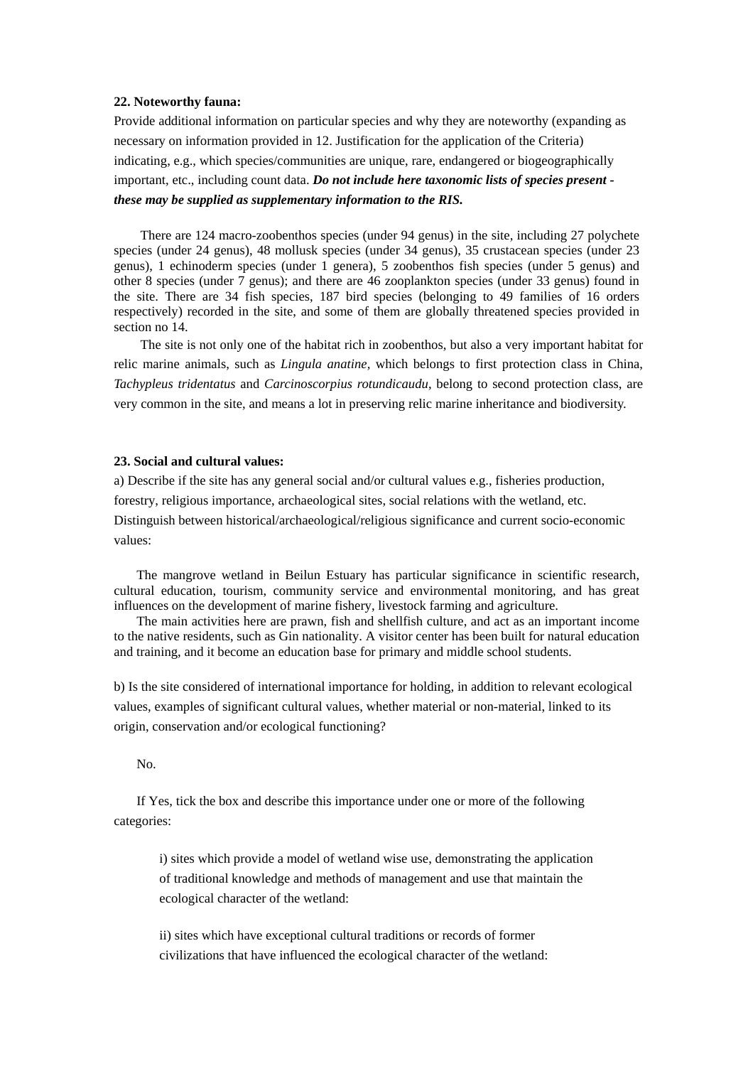**22. Noteworthy fauna:**

Provide additional information on particular species and why they are noteworthy (expanding as necessary on information provided in 12. Justification for the application of the Criteria) indicating, e.g., which species/communities are unique, rare, endangered or biogeographically important, etc., including count data. ***Do not include here taxonomic lists of species present - these may be supplied as supplementary information to the RIS.***

There are 124 macro-zoobenthos species (under 94 genus) in the site, including 27 polychete species (under 24 genus), 48 mollusk species (under 34 genus), 35 crustacean species (under 23 genus), 1 echinoderm species (under 1 genera), 5 zoobenthos fish species (under 5 genus) and other 8 species (under 7 genus); and there are 46 zooplankton species (under 33 genus) found in the site. There are 34 fish species, 187 bird species (belonging to 49 families of 16 orders respectively) recorded in the site, and some of them are globally threatened species provided in section no 14.

The site is not only one of the habitat rich in zoobenthos, but also a very important habitat for relic marine animals, such as *Lingula anatine*, which belongs to first protection class in China, *Tachypleus tridentatus* and *Carcinoscorpius rotundicaudu*, belong to second protection class, are very common in the site, and means a lot in preserving relic marine inheritance and biodiversity.

**23. Social and cultural values:**

a) Describe if the site has any general social and/or cultural values e.g., fisheries production, forestry, religious importance, archaeological sites, social relations with the wetland, etc. Distinguish between historical/archaeological/religious significance and current socio-economic values:

The mangrove wetland in Beilun Estuary has particular significance in scientific research, cultural education, tourism, community service and environmental monitoring, and has great influences on the development of marine fishery, livestock farming and agriculture.

The main activities here are prawn, fish and shellfish culture, and act as an important income to the native residents, such as Gin nationality. A visitor center has been built for natural education and training, and it become an education base for primary and middle school students.

b) Is the site considered of international importance for holding, in addition to relevant ecological values, examples of significant cultural values, whether material or non-material, linked to its origin, conservation and/or ecological functioning?

No.

If Yes, tick the box and describe this importance under one or more of the following categories:

i) sites which provide a model of wetland wise use, demonstrating the application of traditional knowledge and methods of management and use that maintain the ecological character of the wetland:

ii) sites which have exceptional cultural traditions or records of former civilizations that have influenced the ecological character of the wetland: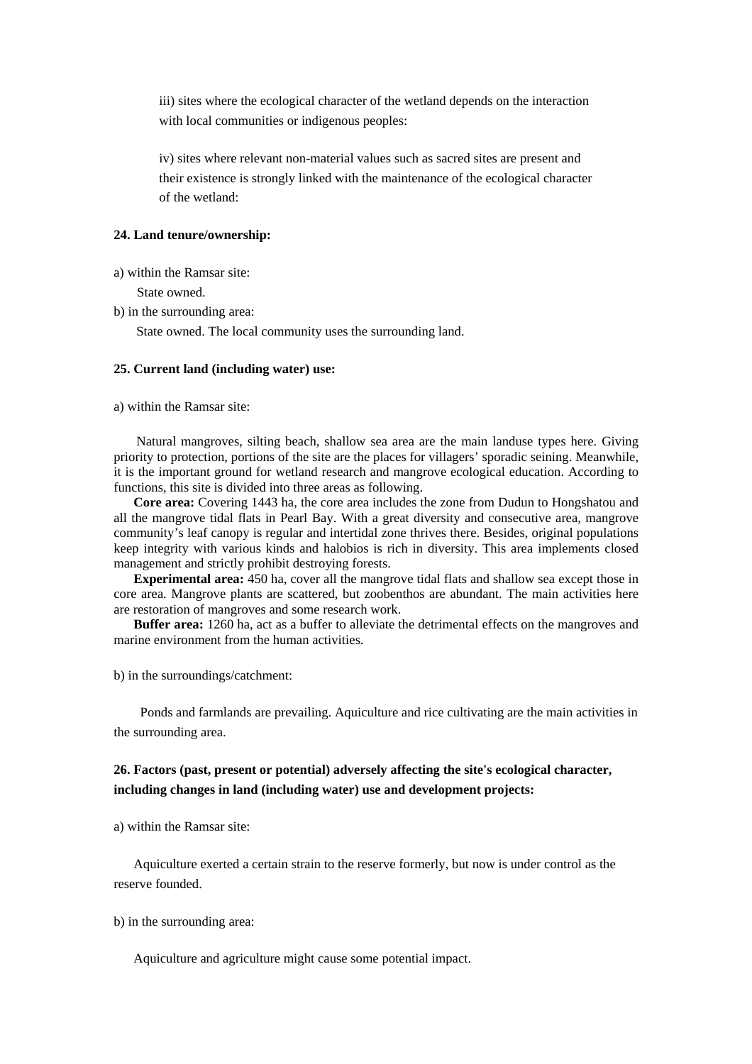iii) sites where the ecological character of the wetland depends on the interaction with local communities or indigenous peoples:

iv) sites where relevant non-material values such as sacred sites are present and their existence is strongly linked with the maintenance of the ecological character of the wetland:

**24. Land tenure/ownership:**

a) within the Ramsar site:

State owned.

b) in the surrounding area:

State owned. The local community uses the surrounding land.

**25. Current land (including water) use:**

a) within the Ramsar site:

Natural mangroves, silting beach, shallow sea area are the main landuse types here. Giving priority to protection, portions of the site are the places for villagers' sporadic seining. Meanwhile, it is the important ground for wetland research and mangrove ecological education. According to functions, this site is divided into three areas as following.

**Core area:** Covering 1443 ha, the core area includes the zone from Dudun to Hongshatou and all the mangrove tidal flats in Pearl Bay. With a great diversity and consecutive area, mangrove community's leaf canopy is regular and intertidal zone thrives there. Besides, original populations keep integrity with various kinds and halobios is rich in diversity. This area implements closed management and strictly prohibit destroying forests.

**Experimental area:** 450 ha, cover all the mangrove tidal flats and shallow sea except those in core area. Mangrove plants are scattered, but zoobenthos are abundant. The main activities here are restoration of mangroves and some research work.

**Buffer area:** 1260 ha, act as a buffer to alleviate the detrimental effects on the mangroves and marine environment from the human activities.

b) in the surroundings/catchment:

Ponds and farmlands are prevailing. Aquiculture and rice cultivating are the main activities in the surrounding area.

**26. Factors (past, present or potential) adversely affecting the site's ecological character, including changes in land (including water) use and development projects:**

a) within the Ramsar site:

Aquiculture exerted a certain strain to the reserve formerly, but now is under control as the reserve founded.

b) in the surrounding area:

Aquiculture and agriculture might cause some potential impact.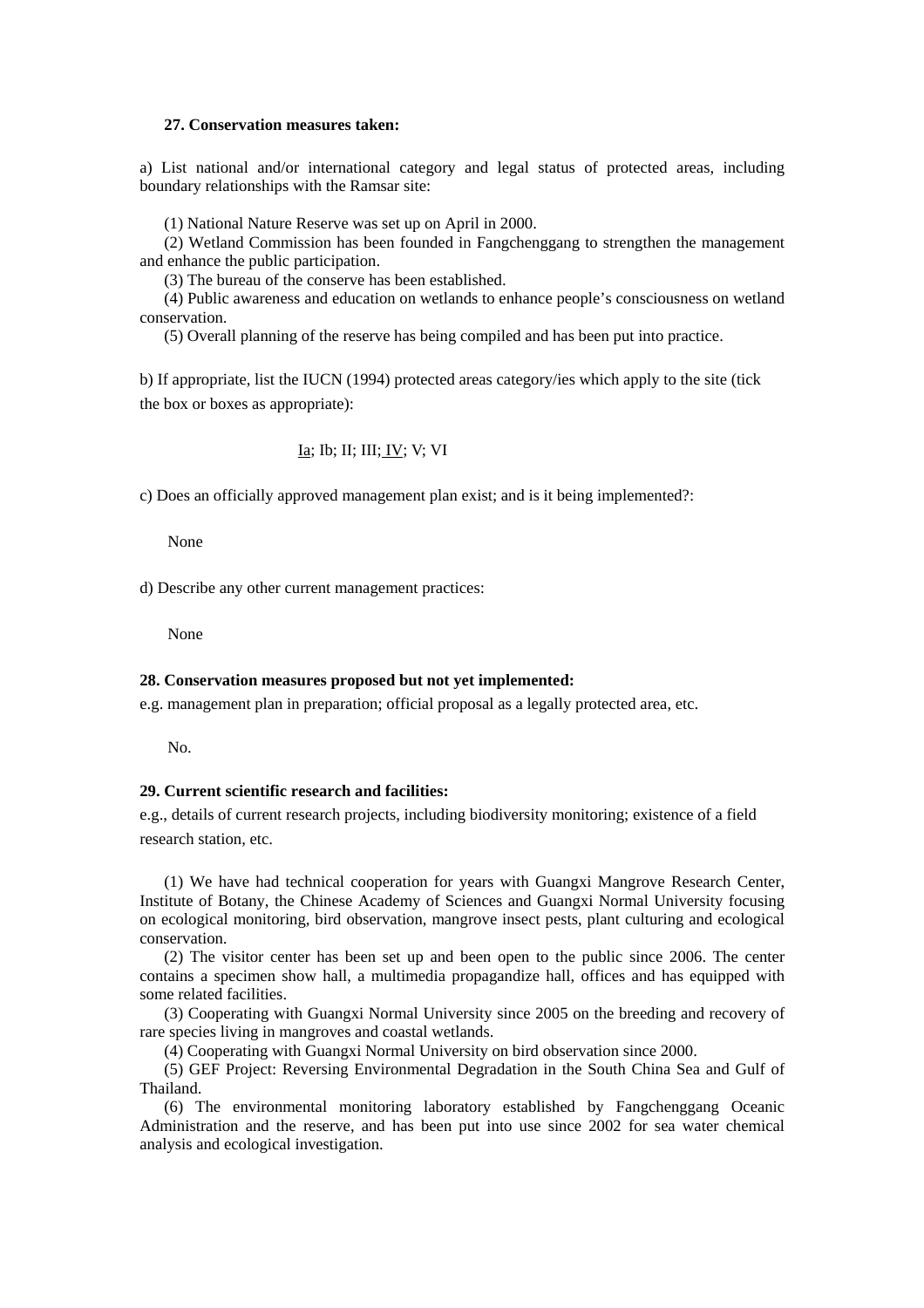**27. Conservation measures taken:**

a) List national and/or international category and legal status of protected areas, including boundary relationships with the Ramsar site:

(1) National Nature Reserve was set up on April in 2000.
(2) Wetland Commission has been founded in Fangchenggang to strengthen the management and enhance the public participation.
(3) The bureau of the conserve has been established.
(4) Public awareness and education on wetlands to enhance people's consciousness on wetland conservation.
(5) Overall planning of the reserve has being compiled and has been put into practice.

b) If appropriate, list the IUCN (1994) protected areas category/ies which apply to the site (tick the box or boxes as appropriate):

<u>Ia</u>; Ib; II; III; <u>IV</u>; V; VI

c) Does an officially approved management plan exist; and is it being implemented?:

None

d) Describe any other current management practices:

None

**28. Conservation measures proposed but not yet implemented:**

e.g. management plan in preparation; official proposal as a legally protected area, etc.

No.

**29. Current scientific research and facilities:**

e.g., details of current research projects, including biodiversity monitoring; existence of a field research station, etc.

(1) We have had technical cooperation for years with Guangxi Mangrove Research Center, Institute of Botany, the Chinese Academy of Sciences and Guangxi Normal University focusing on ecological monitoring, bird observation, mangrove insect pests, plant culturing and ecological conservation.
(2) The visitor center has been set up and been open to the public since 2006. The center contains a specimen show hall, a multimedia propagandize hall, offices and has equipped with some related facilities.
(3) Cooperating with Guangxi Normal University since 2005 on the breeding and recovery of rare species living in mangroves and coastal wetlands.
(4) Cooperating with Guangxi Normal University on bird observation since 2000.
(5) GEF Project: Reversing Environmental Degradation in the South China Sea and Gulf of Thailand.
(6) The environmental monitoring laboratory established by Fangchenggang Oceanic Administration and the reserve, and has been put into use since 2002 for sea water chemical analysis and ecological investigation.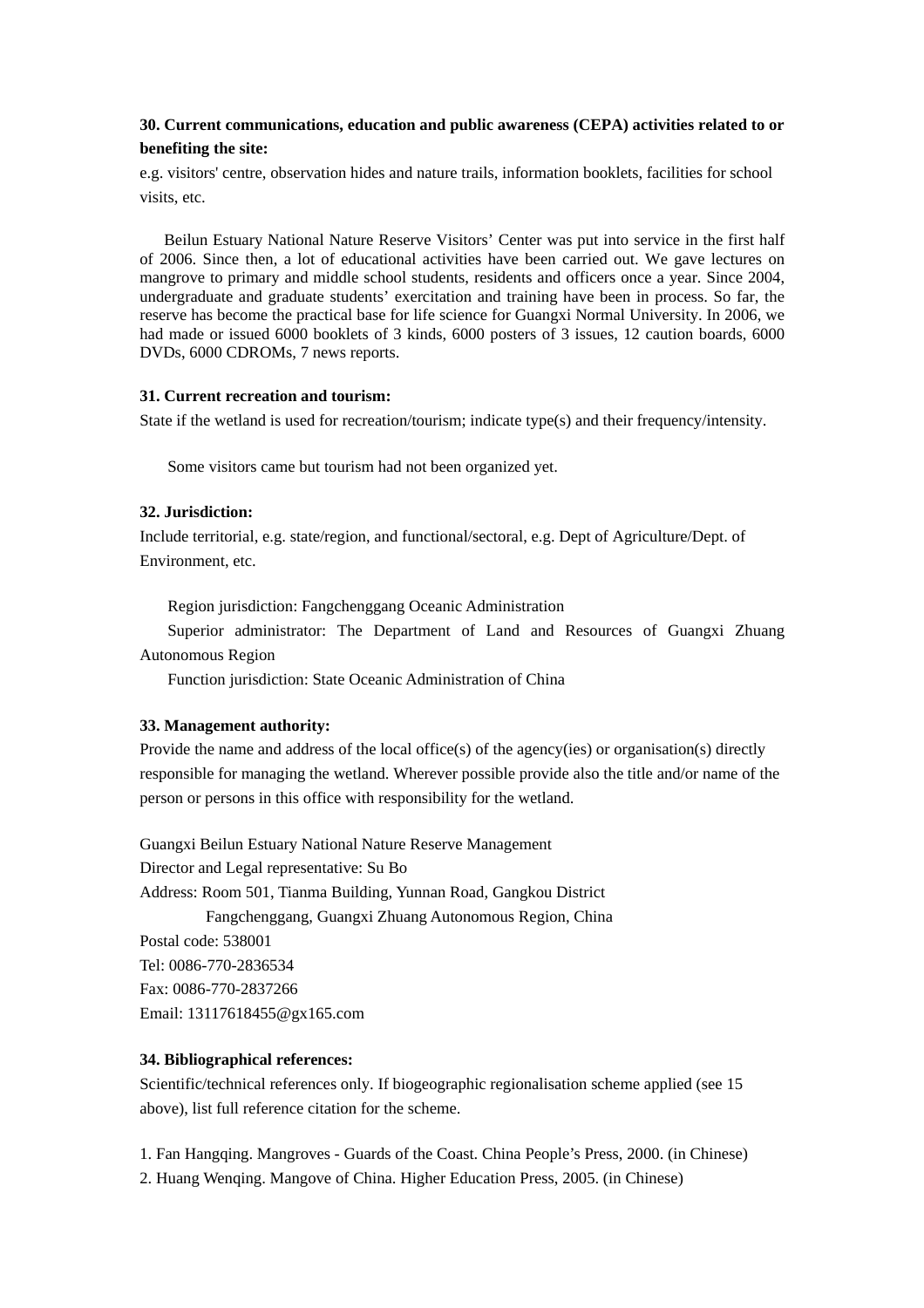**30. Current communications, education and public awareness (CEPA) activities related to or benefiting the site:**

e.g. visitors' centre, observation hides and nature trails, information booklets, facilities for school visits, etc.

Beilun Estuary National Nature Reserve Visitors' Center was put into service in the first half of 2006. Since then, a lot of educational activities have been carried out. We gave lectures on mangrove to primary and middle school students, residents and officers once a year. Since 2004, undergraduate and graduate students' exercitation and training have been in process. So far, the reserve has become the practical base for life science for Guangxi Normal University. In 2006, we had made or issued 6000 booklets of 3 kinds, 6000 posters of 3 issues, 12 caution boards, 6000 DVDs, 6000 CDROMs, 7 news reports.

**31. Current recreation and tourism:**

State if the wetland is used for recreation/tourism; indicate type(s) and their frequency/intensity.

Some visitors came but tourism had not been organized yet.

**32. Jurisdiction:**

Include territorial, e.g. state/region, and functional/sectoral, e.g. Dept of Agriculture/Dept. of Environment, etc.

Region jurisdiction: Fangchenggang Oceanic Administration

Superior administrator: The Department of Land and Resources of Guangxi Zhuang Autonomous Region

Function jurisdiction: State Oceanic Administration of China

**33. Management authority:**

Provide the name and address of the local office(s) of the agency(ies) or organisation(s) directly responsible for managing the wetland. Wherever possible provide also the title and/or name of the person or persons in this office with responsibility for the wetland.

Guangxi Beilun Estuary National Nature Reserve Management
Director and Legal representative: Su Bo
Address: Room 501, Tianma Building, Yunnan Road, Gangkou District
Fangchenggang, Guangxi Zhuang Autonomous Region, China
Postal code: 538001
Tel: 0086-770-2836534
Fax: 0086-770-2837266
Email: 13117618455@gx165.com

**34. Bibliographical references:**

Scientific/technical references only. If biogeographic regionalisation scheme applied (see 15 above), list full reference citation for the scheme.

1. Fan Hangqing. Mangroves - Guards of the Coast. China People's Press, 2000. (in Chinese)
2. Huang Wenqing. Mangove of China. Higher Education Press, 2005. (in Chinese)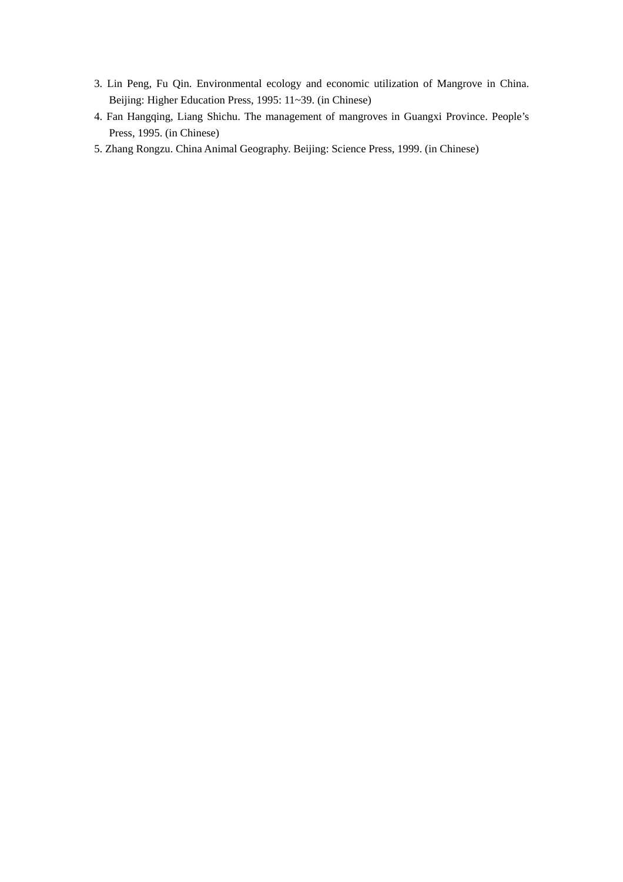3. Lin Peng, Fu Qin. Environmental ecology and economic utilization of Mangrove in China. Beijing: Higher Education Press, 1995: 11~39. (in Chinese)
4. Fan Hangqing, Liang Shichu. The management of mangroves in Guangxi Province. People's Press, 1995. (in Chinese)
5. Zhang Rongzu. China Animal Geography. Beijing: Science Press, 1999. (in Chinese)